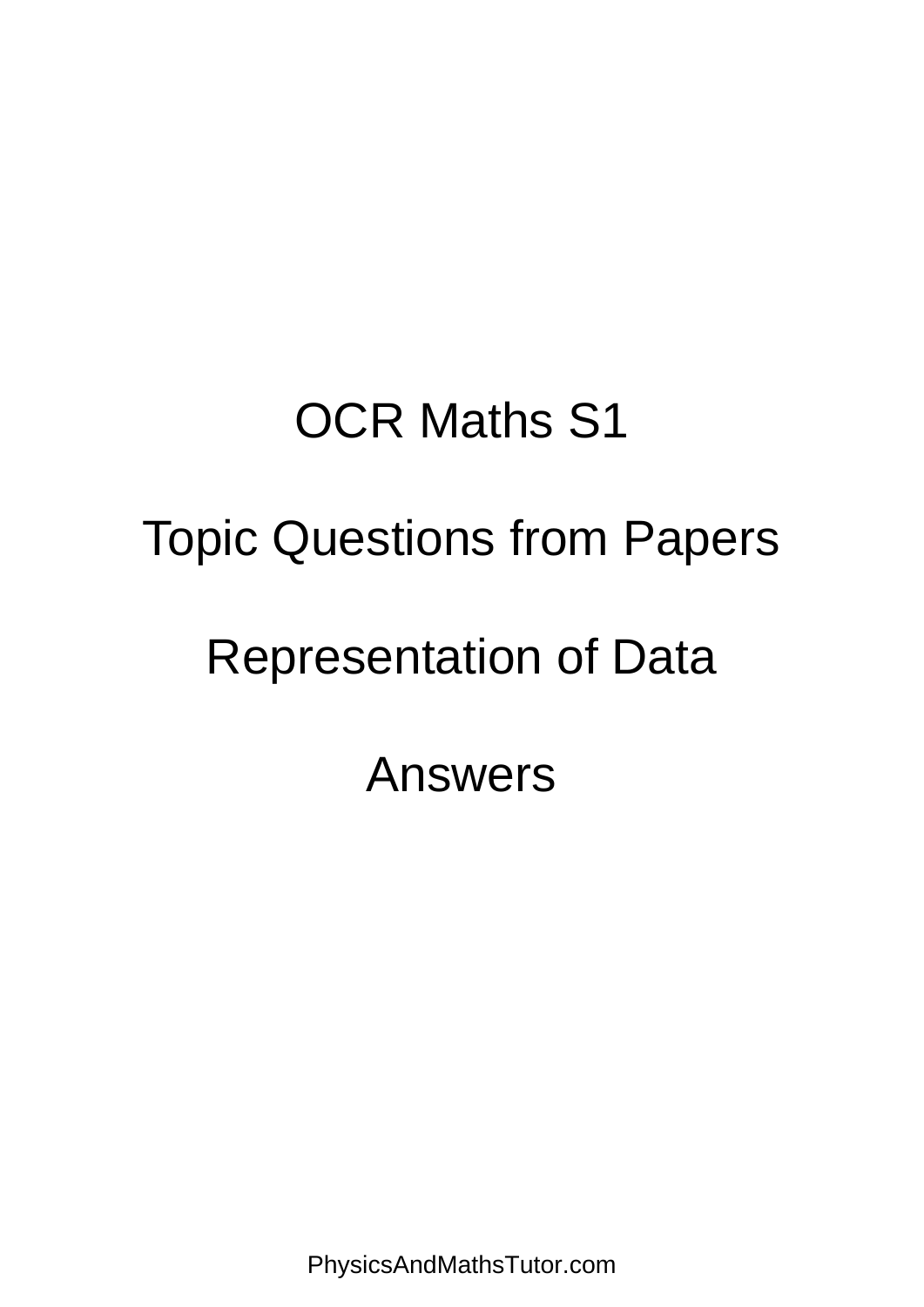# OCR Maths S1

# Topic Questions from Papers

# Representation of Data

# Answers

PhysicsAndMathsTutor.com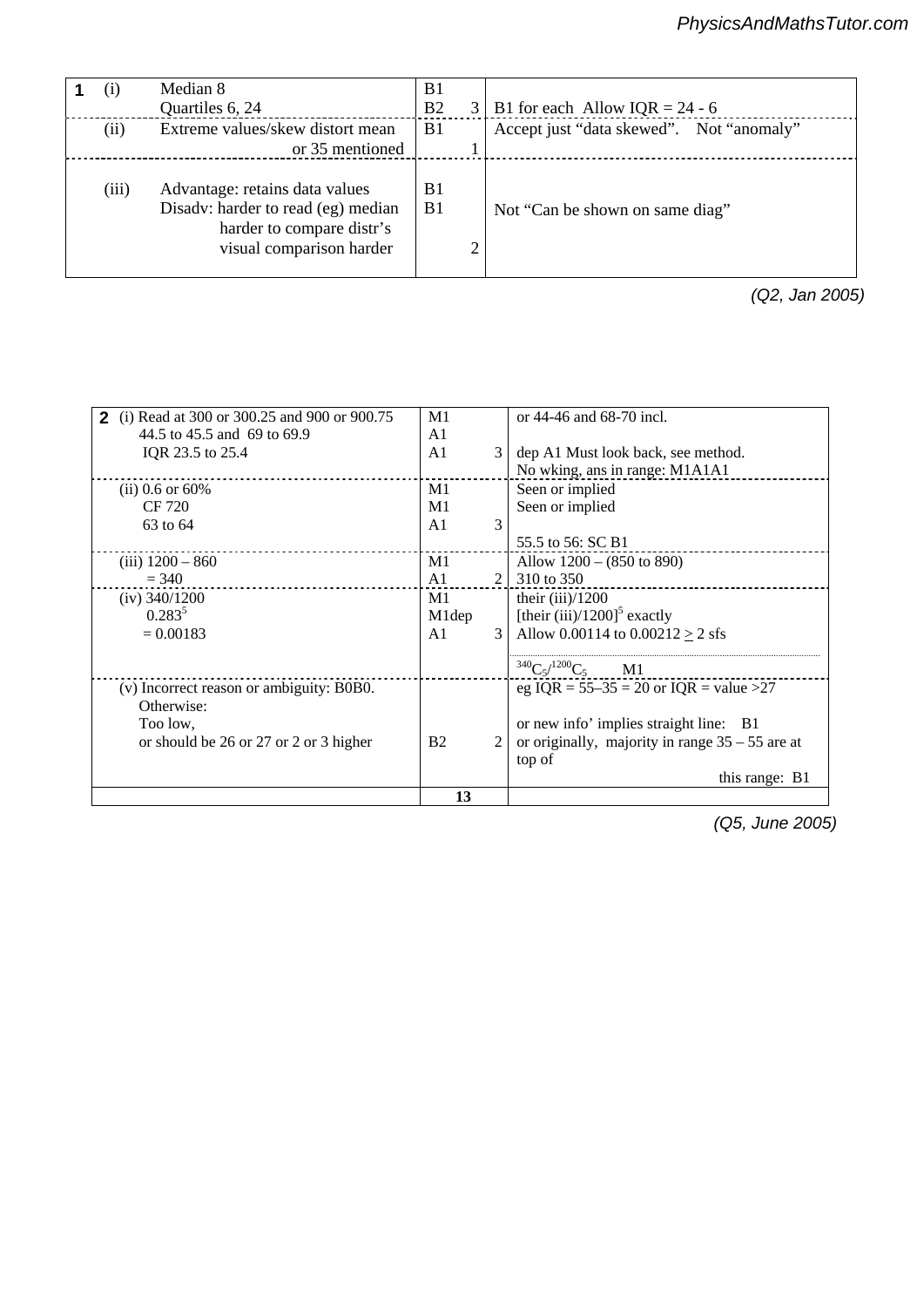| | | | | |
|---|---|---|---|---|
| **1** | (i) | Median 8<br>Quartiles 6, 24 | B1<br>B2 3 | B1 for each Allow IQR = 24 - 6 |
| | (ii) | Extreme values/skew distort mean or 35 mentioned | B1 1 | Accept just "data skewed". Not "anomaly" |
| | (iii) | Advantage: retains data values<br>Disadv: harder to read (eg) median harder to compare distr's visual comparison harder | B1<br>B1 2 | Not "Can be shown on same diag" |

*(Q2, Jan 2005)*

| | | | |
|---|---|---|---|
| **2** | (i) Read at 300 or 300.25 and 900 or 900.75<br>44.5 to 45.5 and 69 to 69.9<br>IQR 23.5 to 25.4 | M1<br>A1<br>A1 3 | or 44-46 and 68-70 incl.<br><br>dep A1 Must look back, see method.<br>No wking, ans in range: M1A1A1 |
| | (ii) 0.6 or 60%<br>CF 720<br>63 to 64 | M1<br>M1<br>A1 3 | Seen or implied<br>Seen or implied<br><br>55.5 to 56: SC B1 |
| | (iii) 1200 – 860<br>= 340 | M1<br>A1 2 | Allow 1200 – (850 to 890)<br>310 to 350 |
| | (iv) 340/1200<br>$0.283^5$<br>= 0.00183 | M1<br>M1dep<br>A1 3 | their (iii)/1200<br>$[\text{their (iii)}/1200]^5$ exactly<br>Allow 0.00114 to 0.00212 $\geq$ 2 sfs<br><br>${}^{340}C_5/{}^{1200}C_5$ M1 |
| | (v) Incorrect reason or ambiguity: B0B0.<br>Otherwise:<br>Too low,<br>or should be 26 or 27 or 2 or 3 higher | B2 2 | eg IQR = 55–35 = 20 or IQR = value >27<br><br>or new info' implies straight line: B1<br>or originally, majority in range 35 – 55 are at top of this range: B1 |
| | | **13** | |

*(Q5, June 2005)*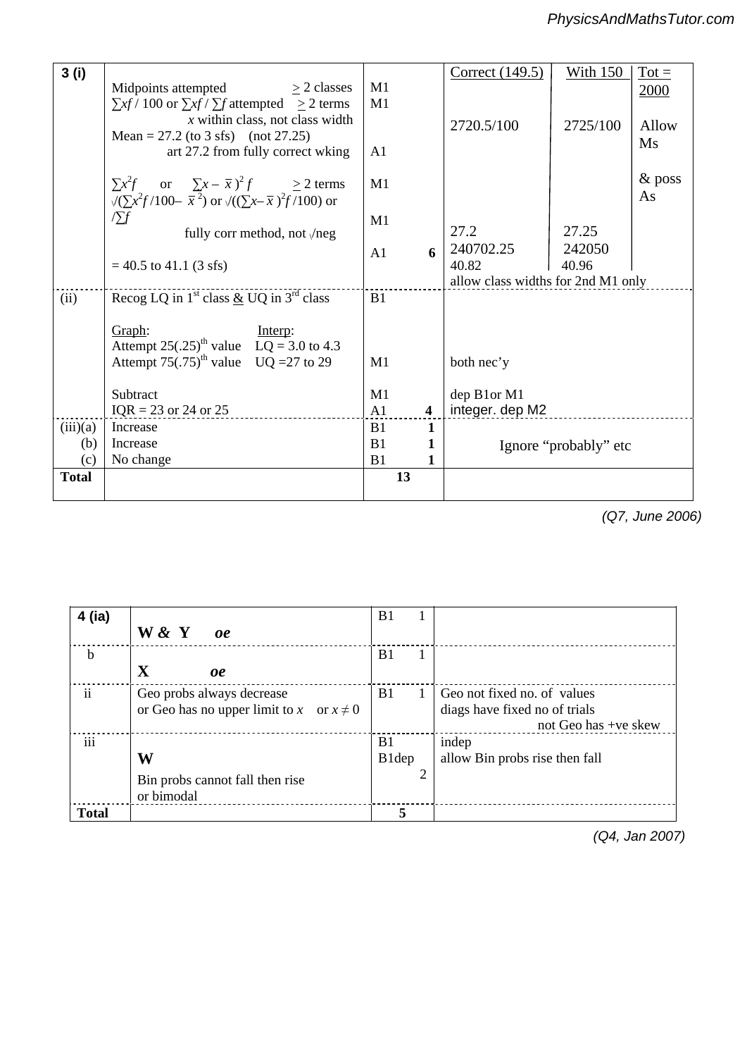| 3 (i) | | | Correct (149.5) | With 150 | Tot = 2000 |
|---|---|---|---|---|---|
| | Midpoints attempted $\geq$ 2 classes | M1 | | | |
| | $\sum xf$ / 100 or $\sum xf$ / $\sum f$ attempted $\geq$ 2 terms | M1 | | | |
| | $x$ within class, not class width | | 2720.5/100 | 2725/100 | Allow Ms |
| | Mean = 27.2 (to 3 sfs) (not 27.25) | | | | |
| | art 27.2 from fully correct wking | A1 | | | |
| | $\sum x^2 f$ or $\sum(x - \bar{x})^2 f$ $\geq$ 2 terms | M1 | | | & poss As |
| | $\sqrt{(\sum x^2 f/100 - \bar{x}^2)}$ or $\sqrt{((\sum x - \bar{x})^2 f/100)}$ or $/\sum f$ | M1 | | | |
| | fully corr method, not $\sqrt{\text{neg}}$ | | 27.2 | 27.25 | |
| | | A1 **6** | 240702.25 | 242050 | |
| | = 40.5 to 41.1 (3 sfs) | | 40.82 | 40.96 | |
| | | | allow class widths for 2nd M1 only | | |
| (ii) | Recog LQ in 1st class & UQ in 3rd class | B1 | | | |
| | Graph: Attempt 25(.25)th value; Attempt 75(.75)th value. Interp: LQ = 3.0 to 4.3; UQ =27 to 29 | M1 | both nec'y | | |
| | Subtract | M1 | dep B1or M1 | | |
| | IQR = 23 or 24 or 25 | A1 **4** | integer. dep M2 | | |
| (iii)(a) | Increase | B1 **1** | Ignore "probably" etc | | |
| (b) | Increase | B1 **1** | | | |
| (c) | No change | B1 **1** | | | |
| **Total** | | **13** | | | |

*(Q7, June 2006)*

| 4 (ia) | **W & Y** ***oe*** | B1 1 | |
|---|---|---|---|
| b | **X** ***oe*** | B1 1 | |
| ii | Geo probs always decrease or Geo has no upper limit to $x$ or $x \neq 0$ | B1 1 | Geo not fixed no. of values; diags have fixed no of trials; not Geo has +ve skew |
| iii | **W** | B1 | indep |
| | Bin probs cannot fall then rise or bimodal | B1dep 2 | allow Bin probs rise then fall |
| **Total** | | **5** | |

*(Q4, Jan 2007)*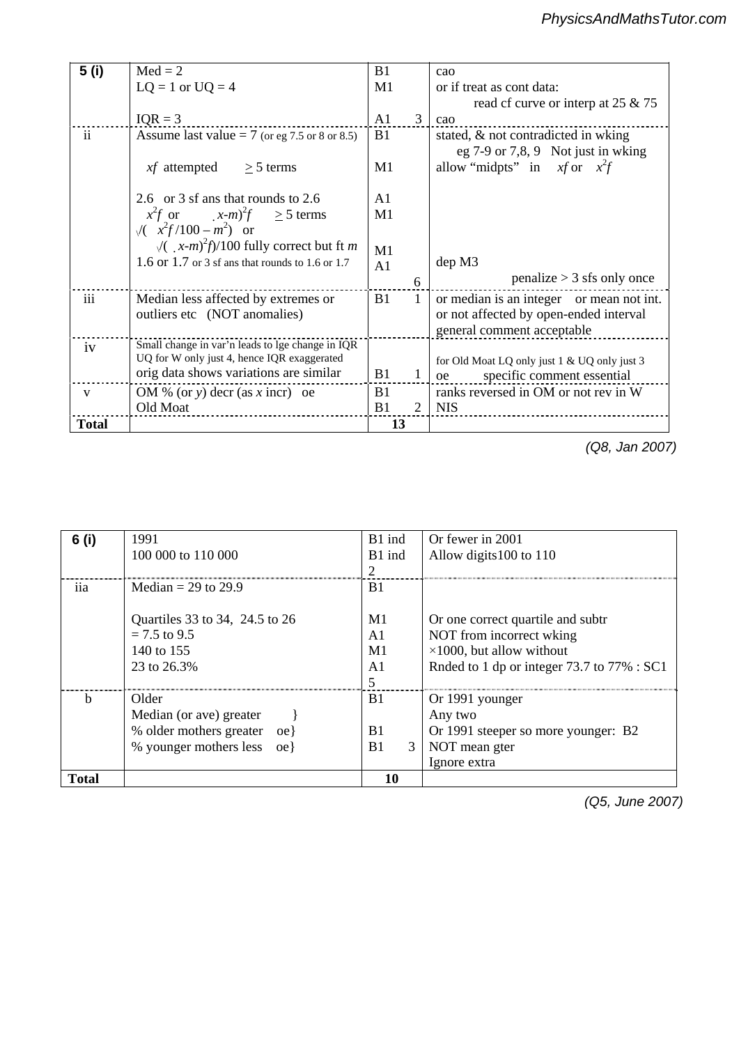| 5 (i) | Med = 2<br>LQ = 1 or UQ = 4<br><br>IQR = 3 | B1<br>M1<br><br>A1 3 | cao<br>or if treat as cont data:<br>read cf curve or interp at 25 & 75<br>cao |
|---|---|---|---|
| ii | Assume last value = 7 (or eg 7.5 or 8 or 8.5)<br><br>$\sum xf$ attempted $\geq 5$ terms<br><br>2.6 or 3 sf ans that rounds to 2.6<br>$\sum x^2 f$ or $\sum(x-m)^2 f$ $\geq 5$ terms<br>$\sqrt{(\sum x^2 f/100 - m^2)}$ or<br>$\sqrt{(\sum(x-m)^2 f)/100}$ fully correct but ft $m$<br>1.6 or 1.7 or 3 sf ans that rounds to 1.6 or 1.7 | B1<br><br>M1<br><br>A1<br>M1<br><br>M1<br>A1<br>6 | stated, & not contradicted in wking<br>eg 7-9 or 7,8, 9 Not just in wking<br>allow "midpts" in $\sum xf$ or $\sum x^2 f$<br><br><br><br><br>dep M3<br>penalize > 3 sfs only once |
| iii | Median less affected by extremes or outliers etc (NOT anomalies) | B1 1 | or median is an integer or mean not int.<br>or not affected by open-ended interval<br>general comment acceptable |
| iv | Small change in var'n leads to lge change in IQR<br>UQ for W only just 4, hence IQR exaggerated<br>orig data shows variations are similar | B1 1 | for Old Moat LQ only just 1 & UQ only just 3<br>oe specific comment essential |
| v | OM % (or $y$) decr (as $x$ incr) oe<br>Old Moat | B1<br>B1 2 | ranks reversed in OM or not rev in W<br>NIS |
| **Total** | | 13 | |

*(Q8, Jan 2007)*

| 6 (i) | 1991<br>100 000 to 110 000 | B1 ind<br>B1 ind<br>2 | Or fewer in 2001<br>Allow digits100 to 110 |
|---|---|---|---|
| iia | Median = 29 to 29.9<br><br>Quartiles 33 to 34, 24.5 to 26<br>= 7.5 to 9.5<br>140 to 155<br>23 to 26.3% | B1<br><br>M1<br>A1<br>M1<br>A1<br>5 | <br><br>Or one correct quartile and subtr<br>NOT from incorrect wking<br>×1000, but allow without<br>Rnded to 1 dp or integer 73.7 to 77% : SC1 |
| b | Older<br>Median (or ave) greater }<br>% older mothers greater oe}<br>% younger mothers less oe} | B1<br><br>B1<br>B1 3 | Or 1991 younger<br>Any two<br>Or 1991 steeper so more younger: B2<br>NOT mean gter<br>Ignore extra |
| **Total** | | 10 | |

*(Q5, June 2007)*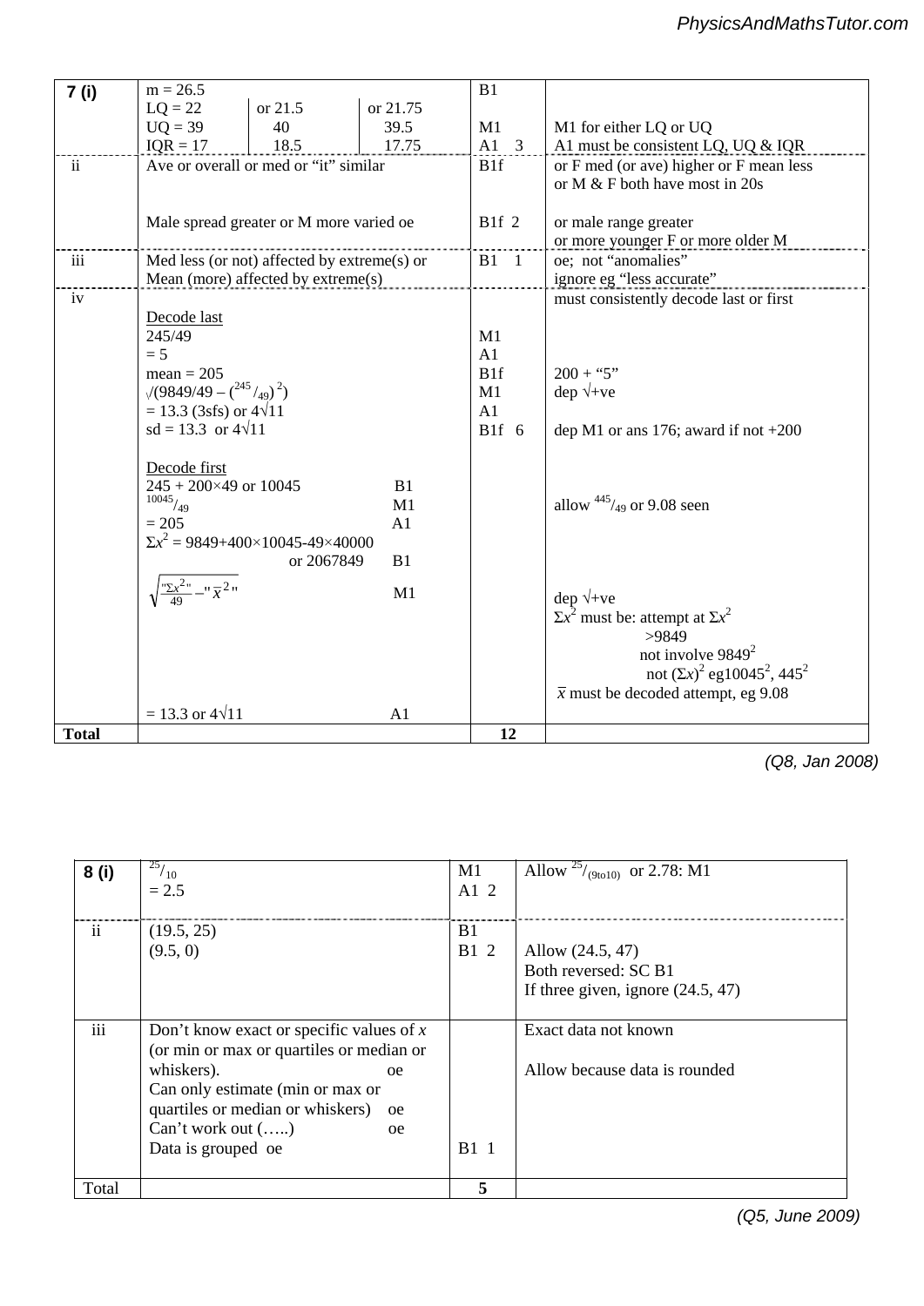| 7 (i) | m = 26.5<br>LQ = 22 or 21.5 or 21.75<br>UQ = 39 or 40 or 39.5<br>IQR = 17 or 18.5 or 17.75 | B1<br><br>M1<br>A1 3 | <br><br>M1 for either LQ or UQ<br>A1 must be consistent LQ, UQ & IQR |
|---|---|---|---|
| ii | Ave or overall or med or "it" similar<br><br>Male spread greater or M more varied oe | B1f<br><br>B1f 2 | or F med (or ave) higher or F mean less or M & F both have most in 20s<br>or male range greater<br>or more younger F or more older M |
| iii | Med less (or not) affected by extreme(s) or Mean (more) affected by extreme(s) | B1 1 | oe; not "anomalies"<br>ignore eg "less accurate" |
| iv | Decode last<br>245/49<br>= 5<br>mean = 205<br>$\sqrt{(9849/49 - (^{245}/_{49})^2)}$<br>= 13.3 (3sfs) or $4\sqrt{11}$<br>sd = 13.3 or $4\sqrt{11}$<br><br>Decode first<br>245 + 200×49 or 10045 — B1<br>$^{10045}/_{49}$ — M1<br>= 205 — A1<br>$\Sigma x^2$ = 9849+400×10045-49×40000 or 2067849 — B1<br>$\sqrt{\frac{"\Sigma x^2"}{49} - "\bar{x}^2"}$ — M1<br><br>= 13.3 or $4\sqrt{11}$ — A1 | <br>M1<br>A1<br>B1f<br>M1<br>A1<br>B1f 6 | must consistently decode last or first<br><br><br>200 + "5"<br>dep √+ve<br><br>dep M1 or ans 176; award if not +200<br><br>allow $^{445}/_{49}$ or 9.08 seen<br><br>dep √+ve<br>$\Sigma x^2$ must be: attempt at $\Sigma x^2$<br>>9849<br>not involve $9849^2$<br>not $(\Sigma x)^2$ eg$10045^2$, $445^2$<br>$\bar{x}$ must be decoded attempt, eg 9.08 |
| Total | | 12 | |

(Q8, Jan 2008)

| 8 (i) | $^{25}/_{10}$<br>= 2.5 | M1<br>A1 2 | Allow $^{25}/_{(9\text{to}10)}$ or 2.78: M1 |
|---|---|---|---|
| ii | (19.5, 25)<br>(9.5, 0) | B1<br>B1 2 | <br>Allow (24.5, 47)<br>Both reversed: SC B1<br>If three given, ignore (24.5, 47) |
| iii | Don't know exact or specific values of $x$ (or min or max or quartiles or median or whiskers). oe<br>Can only estimate (min or max or quartiles or median or whiskers) oe<br>Can't work out (…..) oe<br>Data is grouped oe | B1 1 | Exact data not known<br><br>Allow because data is rounded |
| Total | | 5 | |

(Q5, June 2009)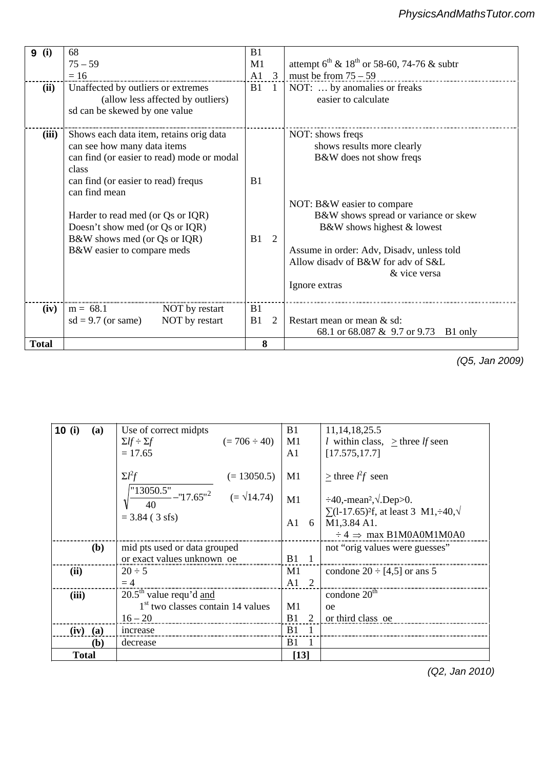| 9 (i) | 68<br>75 – 59<br>= 16 | B1<br>M1<br>A1 3 | <br>attempt 6[th] & 18[th] or 58-60, 74-76 & subtr<br>must be from 75 – 59 |
|---|---|---|---|
| (ii) | Unaffected by outliers or extremes<br>(allow less affected by outliers)<br>sd can be skewed by one value | B1 1 | NOT: … by anomalies or freaks<br>easier to calculate |
| (iii) | Shows each data item, retains orig data<br>can see how many data items<br>can find (or easier to read) mode or modal class<br>can find (or easier to read) frequs<br>can find mean<br><br>Harder to read med (or Qs or IQR)<br>Doesn't show med (or Qs or IQR)<br>B&W shows med (or Qs or IQR)<br>B&W easier to compare meds | <br><br><br>B1<br><br><br><br><br>B1 2 | NOT: shows freqs<br>shows results more clearly<br>B&W does not show freqs<br><br><br>NOT: B&W easier to compare<br>B&W shows spread or variance or skew<br>B&W shows highest & lowest<br><br>Assume in order: Adv, Disadv, unless told<br>Allow disadv of B&W for adv of S&L & vice versa<br>Ignore extras |
| (iv) | m = 68.1 NOT by restart<br>sd = 9.7 (or same) NOT by restart | B1<br>B1 2 | <br>Restart mean or mean & sd:<br>68.1 or 68.087 & 9.7 or 9.73 B1 only |
| **Total** | | 8 | |

*(Q5, Jan 2009)*

| 10 (i) (a) | Use of correct midpts<br>$\Sigma lf \div \Sigma f$ (= 706 ÷ 40)<br>= 17.65<br><br>$\Sigma l^2 f$ (= 13050.5)<br>$\sqrt{\frac{"13050.5"}{40} - "17.65"^2}$ (= √14.74)<br>= 3.84 ( 3 sfs) | B1<br>M1<br>A1<br><br>M1<br><br>M1<br><br>A1 6 | 11,14,18,25.5<br>$l$ within class, ≥ three $lf$ seen<br>[17.575,17.7]<br><br>≥ three $l^2 f$ seen<br><br>÷40,-mean²,√.Dep>0.<br>∑(l-17.65)²f, at least 3 M1,÷40,√ M1,3.84 A1.<br>÷ 4 ⇒ max B1M0A0M1M0A0 |
|---|---|---|---|
| (b) | mid pts used or data grouped<br>or exact values unknown oe | <br>B1 1 | not "orig values were guessed" |
| (ii) | 20 ÷ 5<br>= 4 | M1<br>A1 2 | condone 20 ÷ [4,5] or ans 5 |
| (iii) | 20.5[th] value requ'd and<br>1[st] two classes contain 14 values<br>16 – 20 | <br>M1<br>B1 2 | condone 20[th]<br>oe<br>or third class oe |
| (iv) (a) | increase | B1 1 | |
| (b) | decrease | B1 1 | |
| **Total** | | [13] | |

*(Q2, Jan 2010)*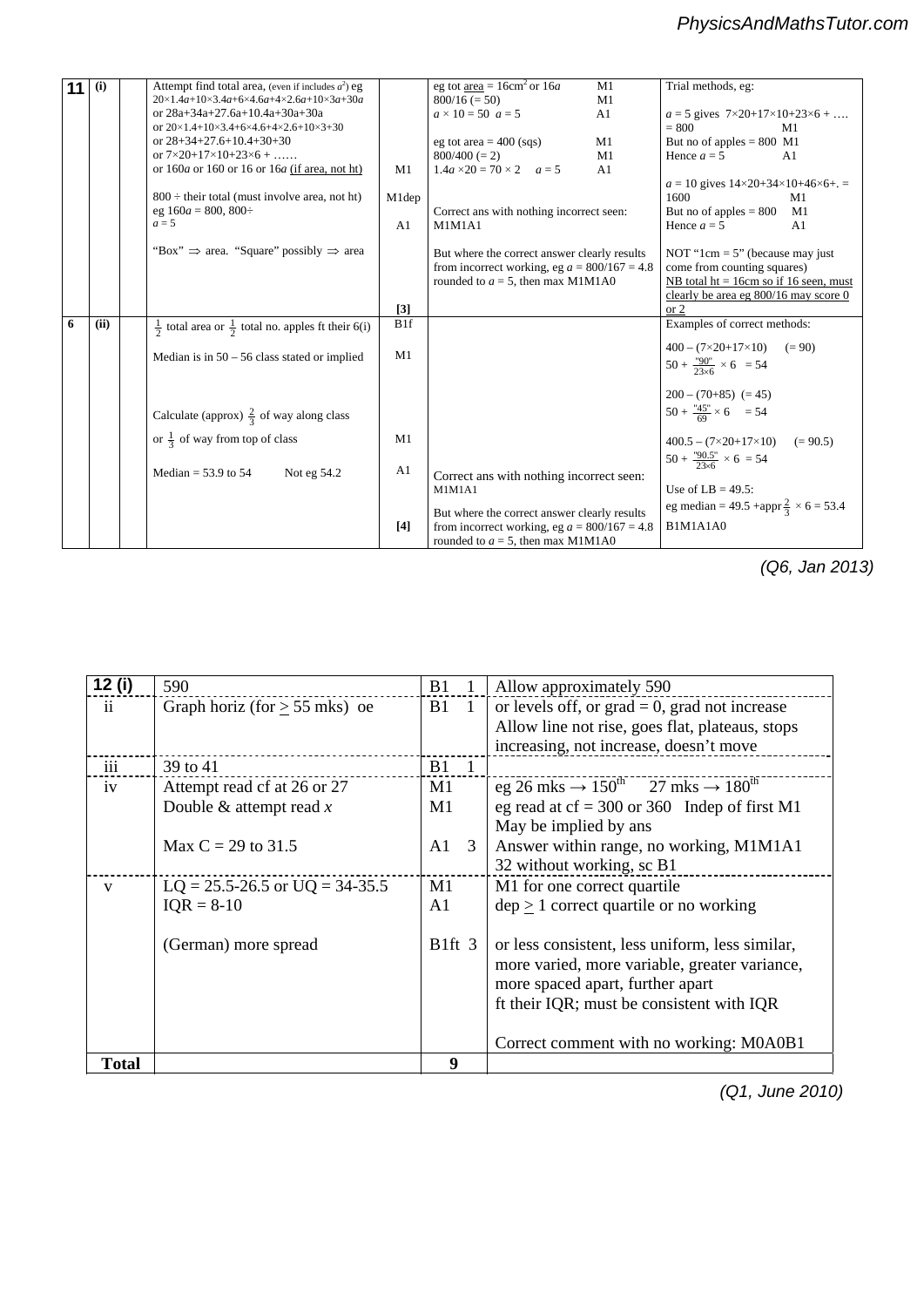| 11 | (i) | | Attempt find total area, (even if includes $a^2$) eg $20\times1.4a+10\times3.4a+6\times4.6a+4\times2.6a+10\times3a+30a$ or 28a+34a+27.6a+10.4a+30a+30a or $20\times1.4+10\times3.4+6\times4.6+4\times2.6+10\times3+30$ or 28+34+27.6+10.4+30+30 or $7\times20+17\times10+23\times6+\ldots\ldots$ or $160a$ or 160 or 16 or $16a$ (if area, not ht)<br><br>800 ÷ their total (must involve area, not ht) eg $160a = 800$, 800÷ $a = 5$<br><br>"Box" ⇒ area. "Square" possibly ⇒ area | M1<br><br>M1dep<br><br>A1<br><br>[3] | eg tot area = 16cm² or $16a$ M1<br>$800/16$ (= 50) M1<br>$a \times 10 = 50$ $a = 5$ A1<br><br>eg tot area = 400 (sqs) M1<br>$800/400$ (= 2) M1<br>$1.4a \times 20 = 70 \times 2$ $a = 5$ A1<br><br>Correct ans with nothing incorrect seen: M1M1A1<br><br>But where the correct answer clearly results from incorrect working, eg $a = 800/167 = 4.8$ rounded to $a = 5$, then max M1M1A0 | Trial methods, eg:<br><br>$a = 5$ gives $7\times20+17\times10+23\times6+\ldots. = 800$ M1<br>But no of apples = 800 M1<br>Hence $a = 5$ A1<br><br>$a = 10$ gives $14\times20+34\times10+46\times6+. = 1600$ M1<br>But no of apples = 800 M1<br>Hence $a = 5$ A1<br><br>NOT "1cm = 5" (because may just come from counting squares)<br>NB total ht = 16cm so if 16 seen, must clearly be area eg 800/16 may score 0 or 2 |
|---|---|---|---|---|---|---|
| 6 | (ii) | | $\frac{1}{2}$ total area or $\frac{1}{2}$ total no. apples ft their 6(i)<br><br>Median is in 50 – 56 class stated or implied<br><br>Calculate (approx) $\frac{2}{3}$ of way along class or $\frac{1}{3}$ of way from top of class<br><br>Median = 53.9 to 54 Not eg 54.2 | B1f<br><br>M1<br><br>M1<br><br>A1<br><br>[4] | Correct ans with nothing incorrect seen: M1M1A1<br><br>But where the correct answer clearly results from incorrect working, eg $a = 800/167 = 4.8$ rounded to $a = 5$, then max M1M1A0 | Examples of correct methods:<br><br>$400 - (7\times20+17\times10)$ (= 90)<br>$50 + \frac{"90"}{23\times6} \times 6 = 54$<br><br>$200 - (70+85)$ (= 45)<br>$50 + \frac{"45"}{69} \times 6 = 54$<br><br>$400.5 - (7\times20+17\times10)$ (= 90.5)<br>$50 + \frac{"90.5"}{23\times6} \times 6 = 54$<br><br>Use of LB = 49.5:<br>eg median = 49.5 + appr$\frac{2}{3} \times 6 = 53.4$<br>B1M1A1A0 |

*(Q6, Jan 2013)*

| 12 (i) | 590 | B1 1 | Allow approximately 590 |
|---|---|---|---|
| ii | Graph horiz (for ≥ 55 mks) oe | B1 1 | or levels off, or grad = 0, grad not increase<br>Allow line not rise, goes flat, plateaus, stops increasing, not increase, doesn't move |
| iii | 39 to 41 | B1 1 | |
| iv | Attempt read cf at 26 or 27<br>Double & attempt read $x$<br><br>Max C = 29 to 31.5 | M1<br>M1<br><br>A1 3 | eg 26 mks → 150th 27 mks → 180th<br>eg read at cf = 300 or 360 Indep of first M1<br>May be implied by ans<br>Answer within range, no working, M1M1A1<br>32 without working, sc B1 |
| v | LQ = 25.5-26.5 or UQ = 34-35.5<br>IQR = 8-10<br><br>(German) more spread | M1<br>A1<br><br>B1ft 3 | M1 for one correct quartile<br>dep ≥ 1 correct quartile or no working<br><br>or less consistent, less uniform, less similar, more varied, more variable, greater variance, more spaced apart, further apart<br>ft their IQR; must be consistent with IQR<br><br>Correct comment with no working: M0A0B1 |
| **Total** | | **9** | |

*(Q1, June 2010)*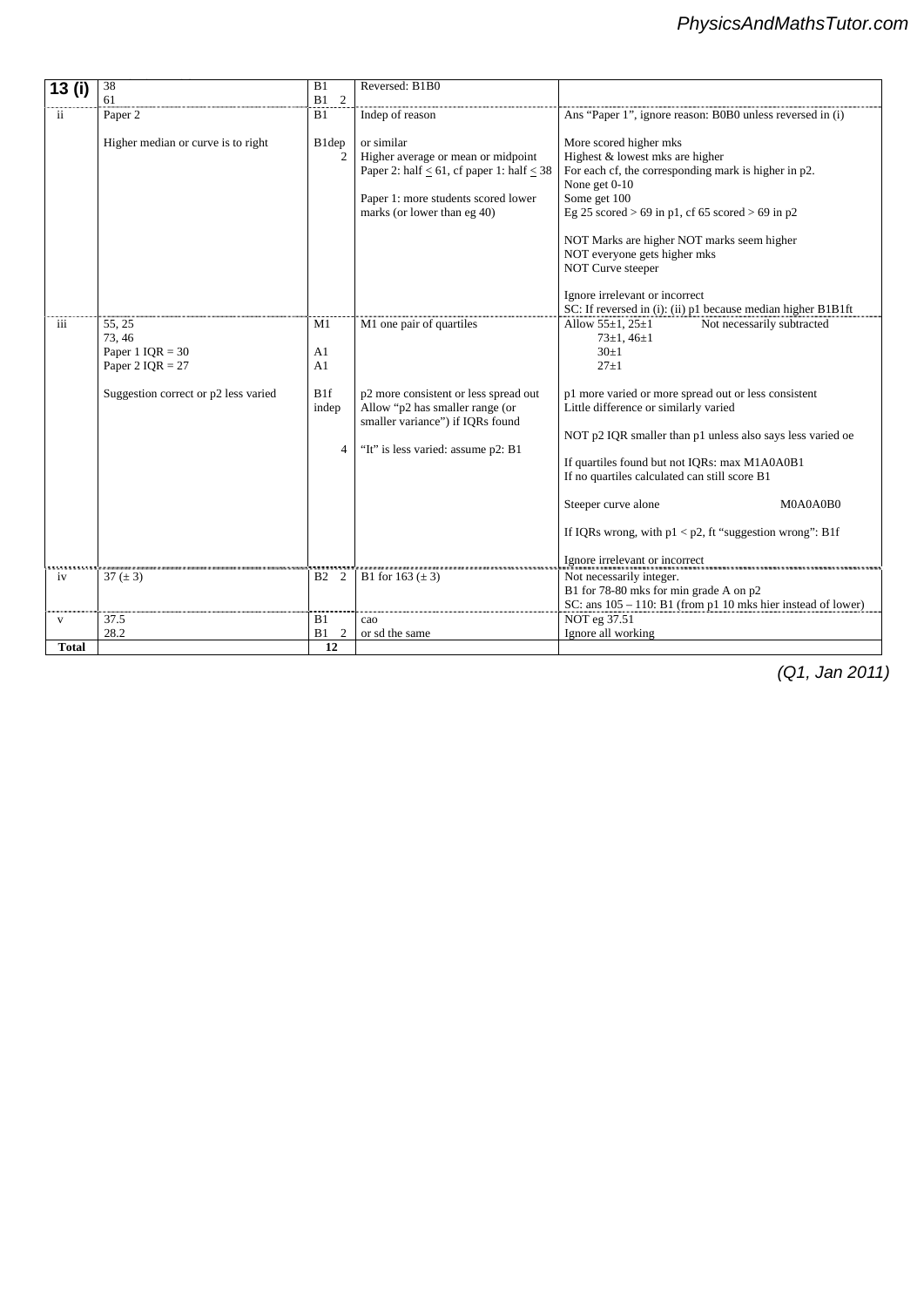| | | | | |
|---|---|---|---|---|
| **13 (i)** | 38<br>61 | B1<br>B1 2 | Reversed: B1B0 | |
| ii | Paper 2<br><br>Higher median or curve is to right | B1<br><br>B1dep 2 | Indep of reason<br><br>or similar<br>Higher average or mean or midpoint<br>Paper 2: half ≤ 61, cf paper 1: half ≤ 38<br><br>Paper 1: more students scored lower marks (or lower than eg 40) | Ans "Paper 1", ignore reason: B0B0 unless reversed in (i)<br><br>More scored higher mks<br>Highest & lowest mks are higher<br>For each cf, the corresponding mark is higher in p2.<br>None get 0-10<br>Some get 100<br>Eg 25 scored > 69 in p1, cf 65 scored > 69 in p2<br><br>NOT Marks are higher NOT marks seem higher<br>NOT everyone gets higher mks<br>NOT Curve steeper<br><br>Ignore irrelevant or incorrect<br>SC: If reversed in (i): (ii) p1 because median higher B1B1ft |
| iii | 55, 25<br>73, 46<br>Paper 1 IQR = 30<br>Paper 2 IQR = 27<br><br>Suggestion correct or p2 less varied | M1<br><br>A1<br>A1<br><br>B1f indep<br><br>4 | M1 one pair of quartiles<br><br><br><br><br>p2 more consistent or less spread out<br>Allow "p2 has smaller range (or smaller variance") if IQRs found<br><br>"It" is less varied: assume p2: B1 | Allow 55±1, 25±1 Not necessarily subtracted<br>73±1, 46±1<br>30±1<br>27±1<br><br>p1 more varied or more spread out or less consistent<br>Little difference or similarly varied<br><br>NOT p2 IQR smaller than p1 unless also says less varied oe<br><br>If quartiles found but not IQRs: max M1A0A0B1<br>If no quartiles calculated can still score B1<br><br>Steeper curve alone M0A0A0B0<br><br>If IQRs wrong, with p1 < p2, ft "suggestion wrong": B1f<br><br>Ignore irrelevant or incorrect |
| iv | 37 (± 3) | B2 2 | B1 for 163 (± 3) | Not necessarily integer.<br>B1 for 78-80 mks for min grade A on p2<br>SC: ans 105 – 110: B1 (from p1 10 mks hier instead of lower) |
| v | 37.5<br>28.2 | B1<br>B1 2 | cao<br>or sd the same | NOT eg 37.51<br>Ignore all working |
| **Total** | | **12** | | |

*(Q1, Jan 2011)*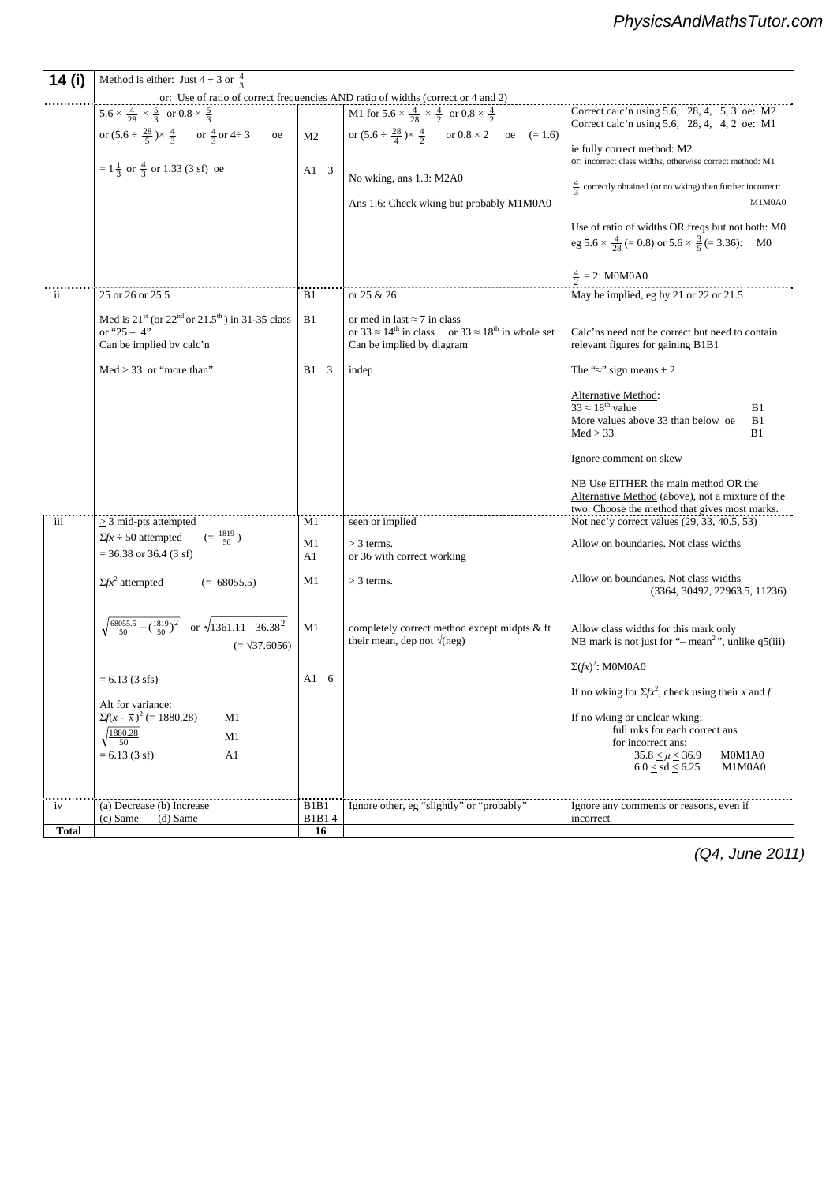| 14 (i) | Method is either: Just $4 \div 3$ or $\frac{4}{3}$ or: Use of ratio of correct frequencies AND ratio of widths (correct or 4 and 2) | | | |
|---|---|---|---|---|
| | $5.6 \times \frac{4}{28} \times \frac{5}{3}$ or $0.8 \times \frac{5}{3}$ or $(5.6 \div \frac{28}{5}) \times \frac{4}{3}$ or $\frac{4}{3}$ or $4 \div 3$ oe<br><br>$= 1\frac{1}{3}$ or $\frac{4}{3}$ or 1.33 (3 sf) oe | M2<br><br>A1 3 | M1 for $5.6 \times \frac{4}{28} \times \frac{4}{2}$ or $0.8 \times \frac{4}{2}$ or $(5.6 \div \frac{28}{4}) \times \frac{4}{2}$ or $0.8 \times 2$ oe $(= 1.6)$<br><br>No wking, ans 1.3: M2A0<br><br>Ans 1.6: Check wking but probably M1M0A0 | Correct calc'n using 5.6, 28, 4, 5, 3 oe: M2<br>Correct calc'n using 5.6, 28, 4, 4, 2 oe: M1<br><br>ie fully correct method: M2<br>or: incorrect class widths, otherwise correct method: M1<br><br>$\frac{4}{3}$ correctly obtained (or no wking) then further incorrect: M1M0A0<br><br>Use of ratio of widths OR freqs but not both: M0<br>eg $5.6 \times \frac{4}{28}$ (= 0.8) or $5.6 \times \frac{3}{5}$ (= 3.36): M0<br><br>$\frac{4}{2} = 2$: M0M0A0 |
| ii | 25 or 26 or 25.5<br><br>Med is 21[st] (or 22[nd] or 21.5[th]) in 31-35 class or "25 – 4"<br>Can be implied by calc'n<br><br>Med > 33 or "more than" | B1<br><br>B1<br><br><br>B1 3 | or 25 & 26<br><br>or med in last ≈ 7 in class<br>or 33 ≈ 14[th] in class or 33 ≈ 18[th] in whole set<br>Can be implied by diagram<br><br>indep | May be implied, eg by 21 or 22 or 21.5<br><br>Calc'ns need not be correct but need to contain relevant figures for gaining B1B1<br><br>The "≈" sign means ± 2<br><br>Alternative Method:<br>33 ≈ 18[th] value B1<br>More values above 33 than below oe B1<br>Med > 33 B1<br><br>Ignore comment on skew<br><br>NB Use EITHER the main method OR the Alternative Method (above), not a mixture of the two. Choose the method that gives most marks. |
| iii | ≥ 3 mid-pts attempted<br>$\Sigma fx \div 50$ attempted $(= \frac{1819}{50})$<br>= 36.38 or 36.4 (3 sf)<br><br>$\Sigma fx^2$ attempted (= 68055.5)<br><br>$\sqrt{\frac{68055.5}{50} - (\frac{1819}{50})^2}$ or $\sqrt{1361.11 - 36.38^2}$ $(= \sqrt{37.6056})$<br><br>= 6.13 (3 sfs)<br><br>Alt for variance:<br>$\Sigma f(x - \bar{x})^2$ (= 1880.28) M1<br>$\sqrt{\frac{1880.28}{50}}$ M1<br>= 6.13 (3 sf) A1 | M1<br>M1<br>A1<br><br>M1<br><br>M1<br><br><br>A1 6 | seen or implied<br>≥ 3 terms.<br>or 36 with correct working<br><br>≥ 3 terms.<br><br>completely correct method except midpts & ft their mean, dep not √(neg) | Not nec'y correct values (29, 33, 40.5, 53)<br>Allow on boundaries. Not class widths<br><br>Allow on boundaries. Not class widths (3364, 30492, 22963.5, 11236)<br><br>Allow class widths for this mark only<br>NB mark is not just for "– mean[2]", unlike q5(iii)<br><br>$\Sigma(fx)^2$: M0M0A0<br><br>If no wking for $\Sigma fx^2$, check using their $x$ and $f$<br><br>If no wking or unclear wking:<br>full mks for each correct ans<br>for incorrect ans:<br>$35.8 \le \mu \le 36.9$ M0M1A0<br>$6.0 \le sd \le 6.25$ M1M0A0 |
| iv | (a) Decrease (b) Increase<br>(c) Same (d) Same | B1B1<br>B1B1 4 | Ignore other, eg "slightly" or "probably" | Ignore any comments or reasons, even if incorrect |
| **Total** | | **16** | | |

*(Q4, June 2011)*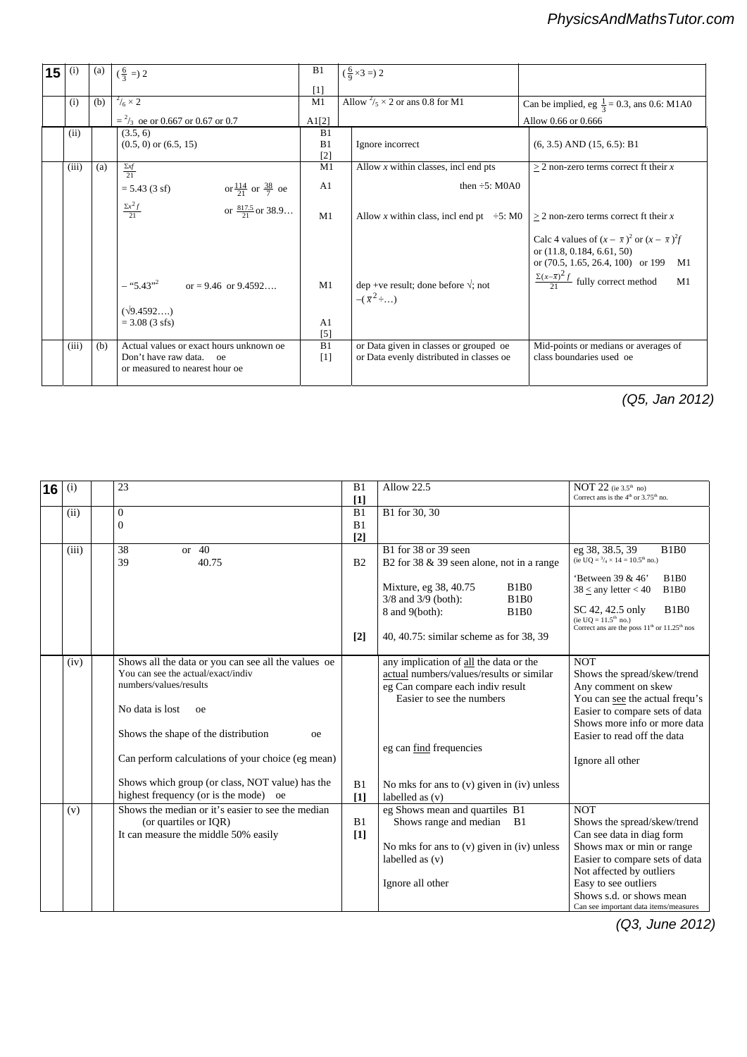| | | | | | | |
|---|---|---|---|---|---|---|
| **15** | (i) | (a) | $(\frac{6}{3} =)$ 2 | B1 [1] | $(\frac{6}{9} \times 3 =)$ 2 | |
| | (i) | (b) | $^2/_6 \times 2$ | M1 | Allow $^2/_5 \times 2$ or ans 0.8 for M1 | Can be implied, eg $\frac{1}{3}$ = 0.3, ans 0.6: M1A0 |
| | | | $= ^2/_3$ oe or 0.667 or 0.67 or 0.7 | A1[2] | | Allow 0.66 or 0.666 |
| | (ii) | | (3.5, 6)<br>(0.5, 0) or (6.5, 15) | B1<br>B1<br>[2] | Ignore incorrect | (6, 3.5) AND (15, 6.5): B1 |
| | (iii) | (a) | $\frac{\Sigma xf}{21}$ | M1 | Allow $x$ within classes, incl end pts | $\geq$ 2 non-zero terms correct ft their $x$ |
| | | | = 5.43 (3 sf) or $\frac{114}{21}$ or $\frac{38}{7}$ oe | A1 | then ÷5: M0A0 | |
| | | | $\frac{\Sigma x^2 f}{21}$ or $\frac{817.5}{21}$ or 38.9… | M1 | Allow $x$ within class, incl end pt ÷5: M0 | $\geq$ 2 non-zero terms correct ft their $x$ |
| | | | | | | Calc 4 values of $(x - \bar{x})^2$ or $(x - \bar{x})^2 f$ or (11.8, 0.184, 6.61, 50) or (70.5, 1.65, 26.4, 100) or 199 M1 |
| | | | − "5.43"$^2$ or = 9.46 or 9.4592…. | M1 | dep +ve result; done before √; not $-(\bar{x}^2 \div …)$ | $\frac{\Sigma(x-\bar{x})^2 f}{21}$ fully correct method M1 |
| | | | (√9.4592….)<br>= 3.08 (3 sfs) | A1<br>[5] | | |
| | (iii) | (b) | Actual values or exact hours unknown oe<br>Don't have raw data. oe<br>or measured to nearest hour oe | B1<br>[1] | or Data given in classes or grouped oe<br>or Data evenly distributed in classes oe | Mid-points or medians or averages of class boundaries used oe |

*(Q5, Jan 2012)*

| | | | | | |
|---|---|---|---|---|---|
| **16** | (i) | 23 | B1 [1] | Allow 22.5 | NOT 22 (ie 3.5th no)<br>Correct ans is the 4th or 3.75th no. |
| | (ii) | 0<br>0 | B1<br>B1<br>[2] | B1 for 30, 30 | |
| | (iii) | 38 or 40<br>39 40.75 | B2<br><br><br><br><br>[2] | B1 for 38 or 39 seen<br>B2 for 38 & 39 seen alone, not in a range<br><br>Mixture, eg 38, 40.75 B1B0<br>3/8 and 3/9 (both): B1B0<br>8 and 9(both): B1B0<br><br>40, 40.75: similar scheme as for 38, 39 | eg 38, 38.5, 39 B1B0<br>(ie UQ = $^3/_4$ × 14 = 10.5th no.)<br>'Between 39 & 46' B1B0<br>38 ≤ any letter < 40 B1B0<br>SC 42, 42.5 only B1B0<br>(ie UQ = 11.5th no.)<br>Correct ans are the poss 11th or 11.25th nos |
| | (iv) | Shows all the data or you can see all the values oe<br>You can see the actual/exact/indiv numbers/values/results<br><br>No data is lost oe<br><br>Shows the shape of the distribution oe<br><br>Can perform calculations of your choice (eg mean)<br><br>Shows which group (or class, NOT value) has the highest frequency (or is the mode) oe | B1<br>[1] | any implication of all the data or the actual numbers/values/results or similar<br>eg Can compare each indiv result<br>Easier to see the numbers<br><br>eg can find frequencies<br><br>No mks for ans to (v) given in (iv) unless labelled as (v) | NOT<br>Shows the spread/skew/trend<br>Any comment on skew<br>You can see the actual frequ's<br>Easier to compare sets of data<br>Shows more info or more data<br>Easier to read off the data<br><br>Ignore all other |
| | (v) | Shows the median or it's easier to see the median (or quartiles or IQR)<br>It can measure the middle 50% easily | B1<br>[1] | eg Shows mean and quartiles B1<br>Shows range and median B1<br><br>No mks for ans to (v) given in (iv) unless labelled as (v)<br><br>Ignore all other | NOT<br>Shows the spread/skew/trend<br>Can see data in diag form<br>Shows max or min or range<br>Easier to compare sets of data<br>Not affected by outliers<br>Easy to see outliers<br>Shows s.d. or shows mean<br>Can see important data items/measures |

*(Q3, June 2012)*